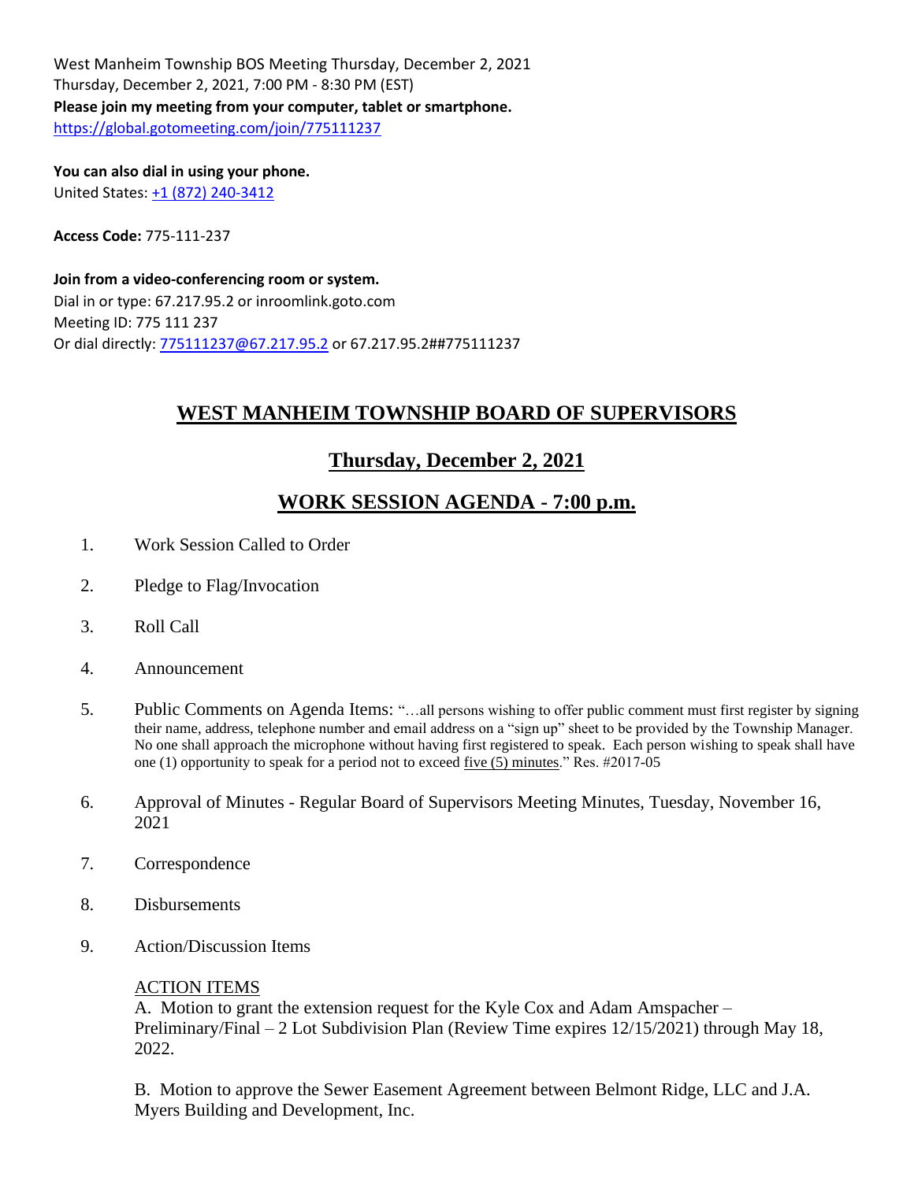West Manheim Township BOS Meeting Thursday, December 2, 2021
Thursday, December 2, 2021, 7:00 PM - 8:30 PM (EST)
**Please join my meeting from your computer, tablet or smartphone.**
https://global.gotomeeting.com/join/775111237

**You can also dial in using your phone.**
United States: +1 (872) 240-3412

**Access Code:** 775-111-237

**Join from a video-conferencing room or system.**
Dial in or type: 67.217.95.2 or inroomlink.goto.com
Meeting ID: 775 111 237
Or dial directly: 775111237@67.217.95.2 or 67.217.95.2##775111237

# WEST MANHEIM TOWNSHIP BOARD OF SUPERVISORS

## Thursday, December 2, 2021

## WORK SESSION AGENDA - 7:00 p.m.

1. Work Session Called to Order

2. Pledge to Flag/Invocation

3. Roll Call

4. Announcement

5. Public Comments on Agenda Items: "…all persons wishing to offer public comment must first register by signing their name, address, telephone number and email address on a "sign up" sheet to be provided by the Township Manager. No one shall approach the microphone without having first registered to speak. Each person wishing to speak shall have one (1) opportunity to speak for a period not to exceed five (5) minutes." Res. #2017-05

6. Approval of Minutes - Regular Board of Supervisors Meeting Minutes, Tuesday, November 16, 2021

7. Correspondence

8. Disbursements

9. Action/Discussion Items

   ACTION ITEMS

   A. Motion to grant the extension request for the Kyle Cox and Adam Amspacher – Preliminary/Final – 2 Lot Subdivision Plan (Review Time expires 12/15/2021) through May 18, 2022.

   B. Motion to approve the Sewer Easement Agreement between Belmont Ridge, LLC and J.A. Myers Building and Development, Inc.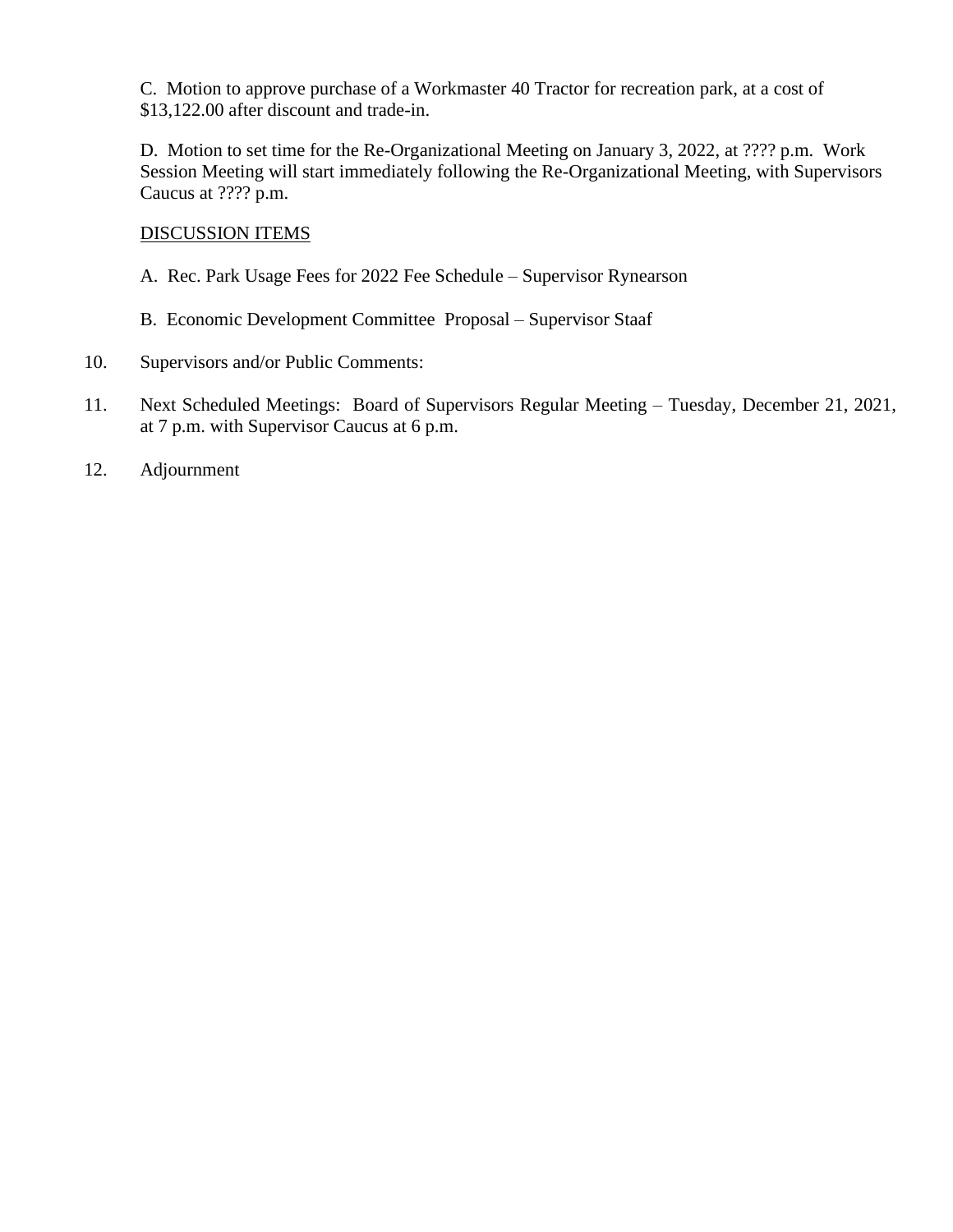C. Motion to approve purchase of a Workmaster 40 Tractor for recreation park, at a cost of $13,122.00 after discount and trade-in.

D. Motion to set time for the Re-Organizational Meeting on January 3, 2022, at ???? p.m. Work Session Meeting will start immediately following the Re-Organizational Meeting, with Supervisors Caucus at ???? p.m.

<u>DISCUSSION ITEMS</u>

A. Rec. Park Usage Fees for 2022 Fee Schedule – Supervisor Rynearson

B. Economic Development Committee Proposal – Supervisor Staaf

10. Supervisors and/or Public Comments:

11. Next Scheduled Meetings: Board of Supervisors Regular Meeting – Tuesday, December 21, 2021, at 7 p.m. with Supervisor Caucus at 6 p.m.

12. Adjournment